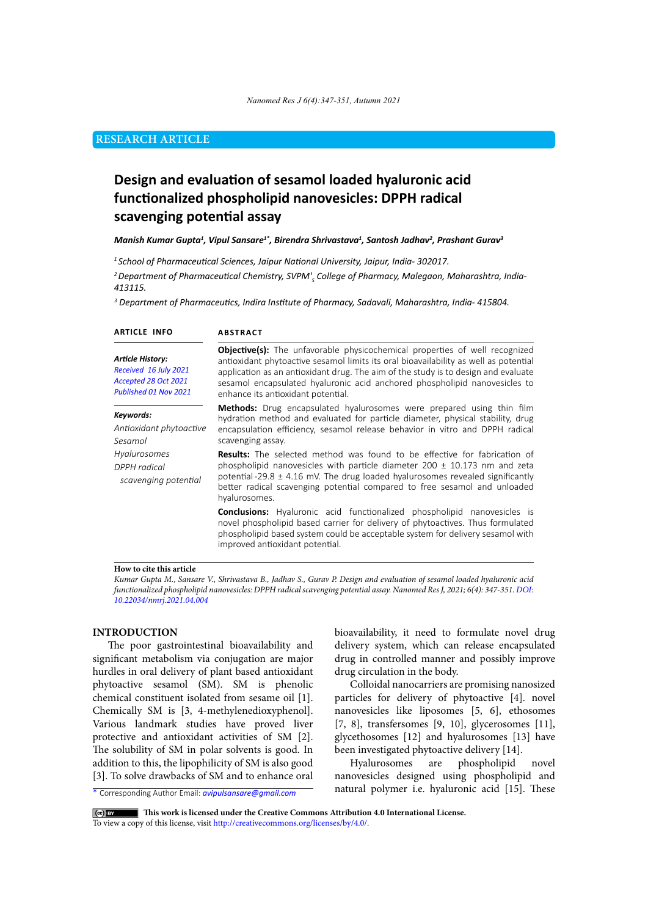RESEARCH ARTICLE

# Design and evaluation of sesamol loaded hyaluronic acid functionalized phospholipid nanovesicles: DPPH radical scavenging potential assay

***Manish Kumar Gupta[1], Vipul Sansare[1*], Birendra Shrivastava[1], Santosh Jadhav[2], Prashant Gurav[3]***

*[1] School of Pharmaceutical Sciences, Jaipur National University, Jaipur, India- 302017.*

*[2] Department of Pharmaceutical Chemistry, SVPM's College of Pharmacy, Malegaon, Maharashtra, India- 413115.*

*[3] Department of Pharmaceutics, Indira Institute of Pharmacy, Sadavali, Maharashtra, India- 415804.*

**ARTICLE INFO**

*Article History:*
*Received 16 July 2021*
*Accepted 28 Oct 2021*
*Published 01 Nov 2021*

*Keywords:*
*Antioxidant phytoactive*
*Sesamol*
*Hyalurosomes*
*DPPH radical scavenging potential*

**ABSTRACT**

**Objective(s):** The unfavorable physicochemical properties of well recognized antioxidant phytoactive sesamol limits its oral bioavailability as well as potential application as an antioxidant drug. The aim of the study is to design and evaluate sesamol encapsulated hyaluronic acid anchored phospholipid nanovesicles to enhance its antioxidant potential.

**Methods:** Drug encapsulated hyalurosomes were prepared using thin film hydration method and evaluated for particle diameter, physical stability, drug encapsulation efficiency, sesamol release behavior in vitro and DPPH radical scavenging assay.

**Results:** The selected method was found to be effective for fabrication of phospholipid nanovesicles with particle diameter 200 ± 10.173 nm and zeta potential -29.8 ± 4.16 mV. The drug loaded hyalurosomes revealed significantly better radical scavenging potential compared to free sesamol and unloaded hyalurosomes.

**Conclusions:** Hyaluronic acid functionalized phospholipid nanovesicles is novel phospholipid based carrier for delivery of phytoactives. Thus formulated phospholipid based system could be acceptable system for delivery sesamol with improved antioxidant potential.

**How to cite this article**

*Kumar Gupta M., Sansare V., Shrivastava B., Jadhav S., Gurav P. Design and evaluation of sesamol loaded hyaluronic acid functionalized phospholipid nanovesicles: DPPH radical scavenging potential assay. Nanomed Res J, 2021; 6(4): 347-351. DOI: 10.22034/nmrj.2021.04.004*

## INTRODUCTION

The poor gastrointestinal bioavailability and significant metabolism via conjugation are major hurdles in oral delivery of plant based antioxidant phytoactive sesamol (SM). SM is phenolic chemical constituent isolated from sesame oil [1]. Chemically SM is [3, 4-methylenedioxyphenol]. Various landmark studies have proved liver protective and antioxidant activities of SM [2]. The solubility of SM in polar solvents is good. In addition to this, the lipophilicity of SM is also good [3]. To solve drawbacks of SM and to enhance oral bioavailability, it need to formulate novel drug delivery system, which can release encapsulated drug in controlled manner and possibly improve drug circulation in the body.

Colloidal nanocarriers are promising nanosized particles for delivery of phytoactive [4]. novel nanovesicles like liposomes [5, 6], ethosomes [7, 8], transfersomes [9, 10], glycerosomes [11], glycethosomes [12] and hyalurosomes [13] have been investigated phytoactive delivery [14].

Hyalurosomes are phospholipid novel nanovesicles designed using phospholipid and natural polymer i.e. hyaluronic acid [15]. These

\* Corresponding Author Email: *avipulsansare@gmail.com*

**This work is licensed under the Creative Commons Attribution 4.0 International License.**
To view a copy of this license, visit http://creativecommons.org/licenses/by/4.0/.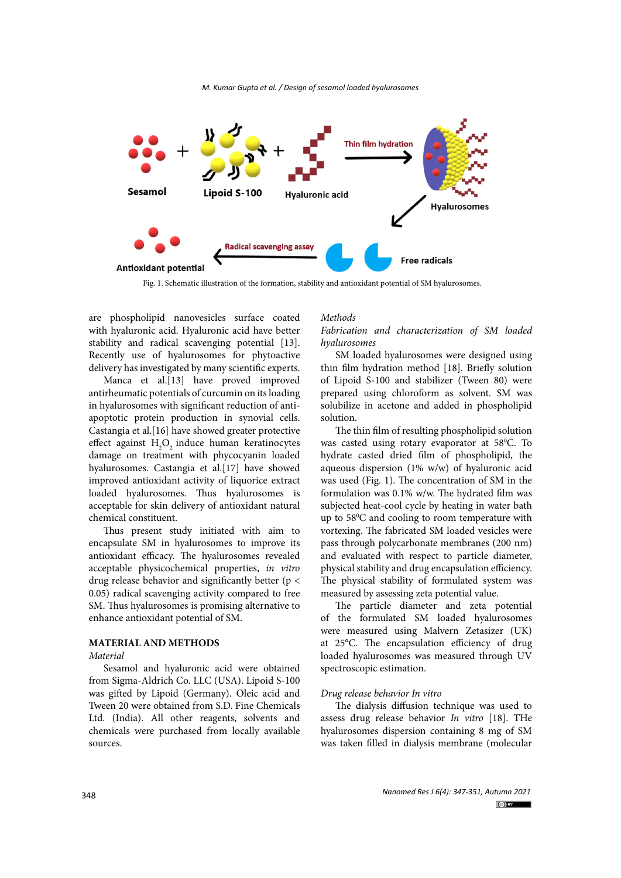Sesamol

Lipoid S-100

Hyaluronic acid

Thin film hydration

Hyalurosomes

Free radicals

Radical scavenging assay

Antioxidant potential

Fig. 1. Schematic illustration of the formation, stability and antioxidant potential of SM hyalurosomes.

are phospholipid nanovesicles surface coated with hyaluronic acid. Hyaluronic acid has better stability and radical scavenging potential [13]. Recently use of hyalurosomes for phytoactive delivery has investigated by many scientific experts.

Manca et al.[13] have proved improved antirheumatic potentials of curcumin on its loading in hyalurosomes with significant reduction of anti-apoptotic protein production in synovial cells. Castangia et al.[16] have showed greater protective effect against $H_2O_2$ induce human keratinocytes damage on treatment with phycocyanin loaded hyalurosomes. Castangia et al.[17] have showed improved antioxidant activity of liquorice extract loaded hyalurosomes. Thus hyalurosomes is acceptable for skin delivery of antioxidant natural chemical constituent.

Thus present study initiated with aim to encapsulate SM in hyalurosomes to improve its antioxidant efficacy. The hyalurosomes revealed acceptable physicochemical properties, *in vitro* drug release behavior and significantly better ($p < 0.05$) radical scavenging activity compared to free SM. Thus hyalurosomes is promising alternative to enhance antioxidant potential of SM.

## MATERIAL AND METHODS

*Material*

Sesamol and hyaluronic acid were obtained from Sigma-Aldrich Co. LLC (USA). Lipoid S-100 was gifted by Lipoid (Germany). Oleic acid and Tween 20 were obtained from S.D. Fine Chemicals Ltd. (India). All other reagents, solvents and chemicals were purchased from locally available sources.

*Methods*

*Fabrication and characterization of SM loaded hyalurosomes*

SM loaded hyalurosomes were designed using thin film hydration method [18]. Briefly solution of Lipoid S-100 and stabilizer (Tween 80) were prepared using chloroform as solvent. SM was solubilize in acetone and added in phospholipid solution.

The thin film of resulting phospholipid solution was casted using rotary evaporator at 58°C. To hydrate casted dried film of phospholipid, the aqueous dispersion (1% w/w) of hyaluronic acid was used (Fig. 1). The concentration of SM in the formulation was 0.1% w/w. The hydrated film was subjected heat-cool cycle by heating in water bath up to 58°C and cooling to room temperature with vortexing. The fabricated SM loaded vesicles were pass through polycarbonate membranes (200 nm) and evaluated with respect to particle diameter, physical stability and drug encapsulation efficiency. The physical stability of formulated system was measured by assessing zeta potential value.

The particle diameter and zeta potential of the formulated SM loaded hyalurosomes were measured using Malvern Zetasizer (UK) at 25°C. The encapsulation efficiency of drug loaded hyalurosomes was measured through UV spectroscopic estimation.

*Drug release behavior In vitro*

The dialysis diffusion technique was used to assess drug release behavior *In vitro* [18]. THe hyalurosomes dispersion containing 8 mg of SM was taken filled in dialysis membrane (molecular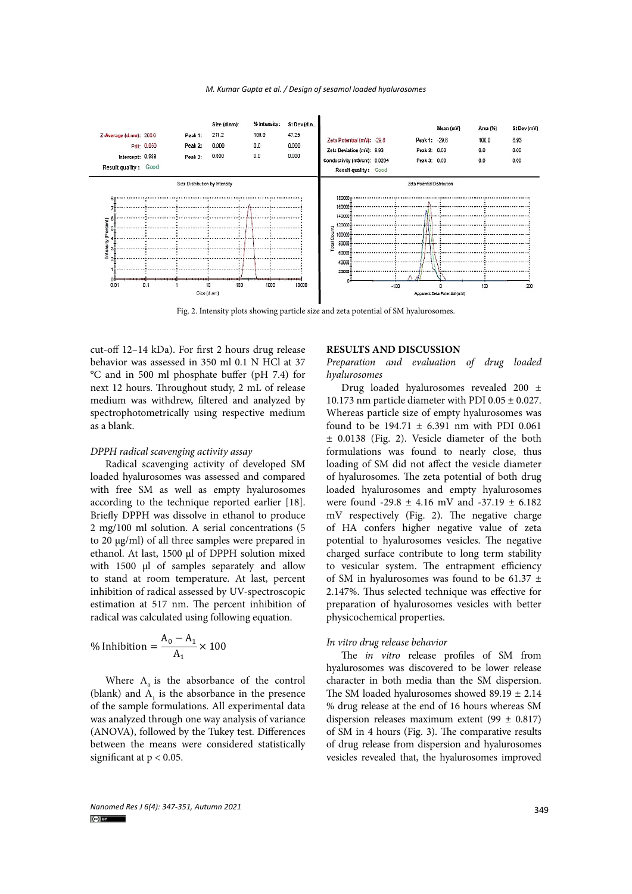Size (d.nm): % Intensity: St Dev (d.n...

Z-Average (d.nm): 200.0 Peak 1: 211.2 100.0 47.25

PdI: 0.050 Peak 2: 0.000 0.0 0.000

Intercept: 0.938 Peak 3: 0.000 0.0 0.000

Result quality : Good

Size Distribution by Intensity

Intensity (Percent)

Size (d.nm)

0.01 0.1 1 10 100 1000 10000

Mean (mV) Area (%) St Dev (mV)

Zeta Potential (mV): -29.8 Peak 1: -29.8 100.0 8.93

Zeta Deviation (mV): 8.93 Peak 2: 0.00 0.0 0.00

Conductivity (mS/cm): 0.0204 Peak 3: 0.00 0.0 0.00

Result quality : Good

Zeta Potential Distribution

Total Counts

Apparent Zeta Potential (mV)

-100 0 100 200

Fig. 2. Intensity plots showing particle size and zeta potential of SM hyalurosomes.

cut-off 12–14 kDa). For first 2 hours drug release behavior was assessed in 350 ml 0.1 N HCl at 37 °C and in 500 ml phosphate buffer (pH 7.4) for next 12 hours. Throughout study, 2 mL of release medium was withdrew, filtered and analyzed by spectrophotometrically using respective medium as a blank.

### *DPPH radical scavenging activity assay*

Radical scavenging activity of developed SM loaded hyalurosomes was assessed and compared with free SM as well as empty hyalurosomes according to the technique reported earlier [18]. Briefly DPPH was dissolve in ethanol to produce 2 mg/100 ml solution. A serial concentrations (5 to 20 µg/ml) of all three samples were prepared in ethanol. At last, 1500 µl of DPPH solution mixed with 1500 µl of samples separately and allow to stand at room temperature. At last, percent inhibition of radical assessed by UV-spectroscopic estimation at 517 nm. The percent inhibition of radical was calculated using following equation.

$$\%\,\text{Inhibition} = \frac{A_0 - A_1}{A_1} \times 100$$

Where $A_0$ is the absorbance of the control (blank) and $A_1$ is the absorbance in the presence of the sample formulations. All experimental data was analyzed through one way analysis of variance (ANOVA), followed by the Tukey test. Differences between the means were considered statistically significant at $p < 0.05$.

## RESULTS AND DISCUSSION

### *Preparation and evaluation of drug loaded hyalurosomes*

Drug loaded hyalurosomes revealed 200 ± 10.173 nm particle diameter with PDI 0.05 ± 0.027. Whereas particle size of empty hyalurosomes was found to be 194.71 ± 6.391 nm with PDI 0.061 ± 0.0138 (Fig. 2). Vesicle diameter of the both formulations was found to nearly close, thus loading of SM did not affect the vesicle diameter of hyalurosomes. The zeta potential of both drug loaded hyalurosomes and empty hyalurosomes were found -29.8 ± 4.16 mV and -37.19 ± 6.182 mV respectively (Fig. 2). The negative charge of HA confers higher negative value of zeta potential to hyalurosomes vesicles. The negative charged surface contribute to long term stability to vesicular system. The entrapment efficiency of SM in hyalurosomes was found to be 61.37 ± 2.147%. Thus selected technique was effective for preparation of hyalurosomes vesicles with better physicochemical properties.

### *In vitro drug release behavior*

The *in vitro* release profiles of SM from hyalurosomes was discovered to be lower release character in both media than the SM dispersion. The SM loaded hyalurosomes showed 89.19 ± 2.14 % drug release at the end of 16 hours whereas SM dispersion releases maximum extent (99 ± 0.817) of SM in 4 hours (Fig. 3). The comparative results of drug release from dispersion and hyalurosomes vesicles revealed that, the hyalurosomes improved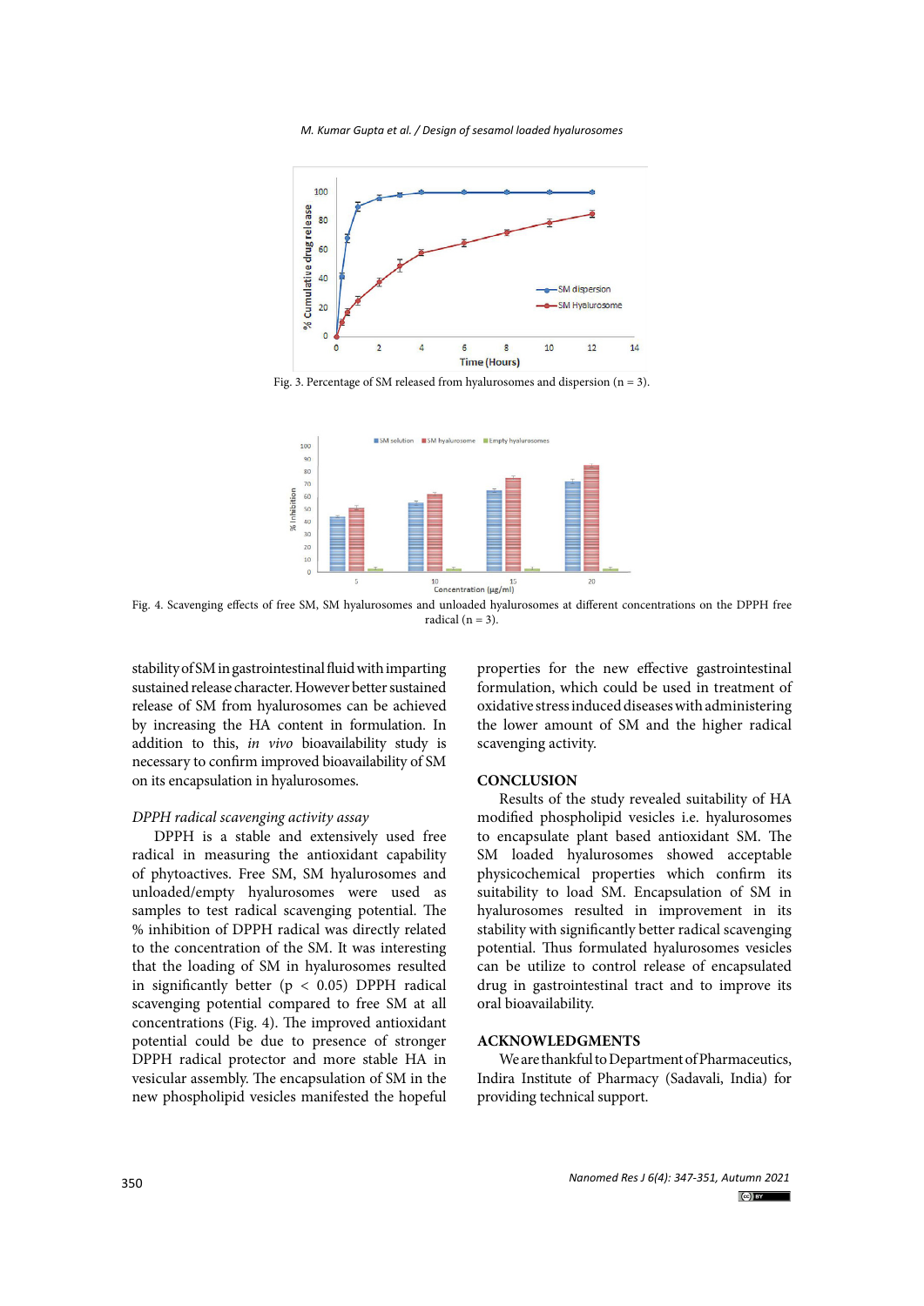100
80
60
40
20
0
% Cumulative drug release
0 2 4 6 8 10 12 14
Time (Hours)
SM dispersion
SM Hyalurosome

Fig. 3. Percentage of SM released from hyalurosomes and dispersion (n = 3).

SM solution
SM hyalurosome
Empty hyalurosomes
100
90
80
70
60
50
40
30
20
10
0
% Inhibition
5 10 15 20
Concentration (µg/ml)

Fig. 4. Scavenging effects of free SM, SM hyalurosomes and unloaded hyalurosomes at different concentrations on the DPPH free radical (n = 3).

stability of SM in gastrointestinal fluid with imparting sustained release character. However better sustained release of SM from hyalurosomes can be achieved by increasing the HA content in formulation. In addition to this, *in vivo* bioavailability study is necessary to confirm improved bioavailability of SM on its encapsulation in hyalurosomes.

*DPPH radical scavenging activity assay*

DPPH is a stable and extensively used free radical in measuring the antioxidant capability of phytoactives. Free SM, SM hyalurosomes and unloaded/empty hyalurosomes were used as samples to test radical scavenging potential. The % inhibition of DPPH radical was directly related to the concentration of the SM. It was interesting that the loading of SM in hyalurosomes resulted in significantly better ($p < 0.05$) DPPH radical scavenging potential compared to free SM at all concentrations (Fig. 4). The improved antioxidant potential could be due to presence of stronger DPPH radical protector and more stable HA in vesicular assembly. The encapsulation of SM in the new phospholipid vesicles manifested the hopeful properties for the new effective gastrointestinal formulation, which could be used in treatment of oxidative stress induced diseases with administering the lower amount of SM and the higher radical scavenging activity.

## CONCLUSION

Results of the study revealed suitability of HA modified phospholipid vesicles i.e. hyalurosomes to encapsulate plant based antioxidant SM. The SM loaded hyalurosomes showed acceptable physicochemical properties which confirm its suitability to load SM. Encapsulation of SM in hyalurosomes resulted in improvement in its stability with significantly better radical scavenging potential. Thus formulated hyalurosomes vesicles can be utilize to control release of encapsulated drug in gastrointestinal tract and to improve its oral bioavailability.

## ACKNOWLEDGMENTS

We are thankful to Department of Pharmaceutics, Indira Institute of Pharmacy (Sadavali, India) for providing technical support.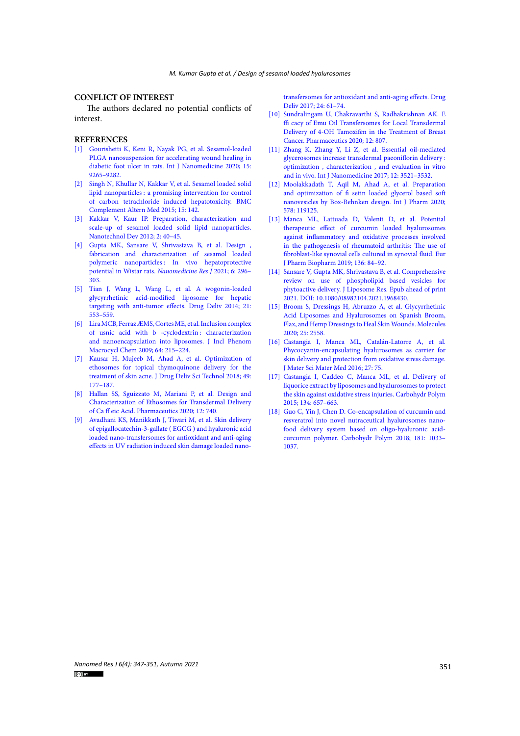## CONFLICT OF INTEREST

The authors declared no potential conflicts of interest.

## REFERENCES

[1] Gourishetti K, Keni R, Nayak PG, et al. Sesamol-loaded PLGA nanosuspension for accelerating wound healing in diabetic foot ulcer in rats. Int J Nanomedicine 2020; 15: 9265–9282.

[2] Singh N, Khullar N, Kakkar V, et al. Sesamol loaded solid lipid nanoparticles : a promising intervention for control of carbon tetrachloride induced hepatotoxicity. BMC Complement Altern Med 2015; 15: 142.

[3] Kakkar V, Kaur IP. Preparation, characterization and scale-up of sesamol loaded solid lipid nanoparticles. Nanotechnol Dev 2012; 2: 40–45.

[4] Gupta MK, Sansare V, Shrivastava B, et al. Design , fabrication and characterization of sesamol loaded polymeric nanoparticles : In vivo hepatoprotective potential in Wistar rats. *Nanomedicine Res J* 2021; 6: 296–303.

[5] Tian J, Wang L, Wang L, et al. A wogonin-loaded glycyrrhetinic acid-modified liposome for hepatic targeting with anti-tumor effects. Drug Deliv 2014; 21: 553–559.

[6] Lira MCB, Ferraz ÆMS, Cortes ME, et al. Inclusion complex of usnic acid with b -cyclodextrin : characterization and nanoencapsulation into liposomes. J Incl Phenom Macrocycl Chem 2009; 64: 215–224.

[7] Kausar H, Mujeeb M, Ahad A, et al. Optimization of ethosomes for topical thymoquinone delivery for the treatment of skin acne. J Drug Deliv Sci Technol 2018; 49: 177–187.

[8] Hallan SS, Sguizzato M, Mariani P, et al. Design and Characterization of Ethosomes for Transdermal Delivery of Ca ff eic Acid. Pharmaceutics 2020; 12: 740.

[9] Avadhani KS, Manikkath J, Tiwari M, et al. Skin delivery of epigallocatechin-3-gallate ( EGCG ) and hyaluronic acid loaded nano-transfersomes for antioxidant and anti-aging effects in UV radiation induced skin damage loaded nano-transfersomes for antioxidant and anti-aging effects. Drug Deliv 2017; 24: 61–74.

[10] Sundralingam U, Chakravarthi S, Radhakrishnan AK. E ffi cacy of Emu Oil Transfersomes for Local Transdermal Delivery of 4-OH Tamoxifen in the Treatment of Breast Cancer. Pharmaceutics 2020; 12: 807.

[11] Zhang K, Zhang Y, Li Z, et al. Essential oil-mediated glycerosomes increase transdermal paeoniflorin delivery : optimization , characterization , and evaluation in vitro and in vivo. Int J Nanomedicine 2017; 12: 3521–3532.

[12] Moolakkadath T, Aqil M, Ahad A, et al. Preparation and optimization of fi setin loaded glycerol based soft nanovesicles by Box-Behnken design. Int J Pharm 2020; 578: 119125.

[13] Manca ML, Lattuada D, Valenti D, et al. Potential therapeutic effect of curcumin loaded hyalurosomes against inflammatory and oxidative processes involved in the pathogenesis of rheumatoid arthritis: The use of fibroblast-like synovial cells cultured in synovial fluid. Eur J Pharm Biopharm 2019; 136: 84–92.

[14] Sansare V, Gupta MK, Shrivastava B, et al. Comprehensive review on use of phospholipid based vesicles for phytoactive delivery. J Liposome Res. Epub ahead of print 2021. DOI: 10.1080/08982104.2021.1968430.

[15] Broom S, Dressings H, Abruzzo A, et al. Glycyrrhetinic Acid Liposomes and Hyalurosomes on Spanish Broom, Flax, and Hemp Dressings to Heal Skin Wounds. Molecules 2020; 25: 2558.

[16] Castangia I, Manca ML, Catalán-Latorre A, et al. Phycocyanin-encapsulating hyalurosomes as carrier for skin delivery and protection from oxidative stress damage. J Mater Sci Mater Med 2016; 27: 75.

[17] Castangia I, Caddeo C, Manca ML, et al. Delivery of liquorice extract by liposomes and hyalurosomes to protect the skin against oxidative stress injuries. Carbohydr Polym 2015; 134: 657–663.

[18] Guo C, Yin J, Chen D. Co-encapsulation of curcumin and resveratrol into novel nutraceutical hyalurosomes nano-food delivery system based on oligo-hyaluronic acid-curcumin polymer. Carbohydr Polym 2018; 181: 1033–1037.